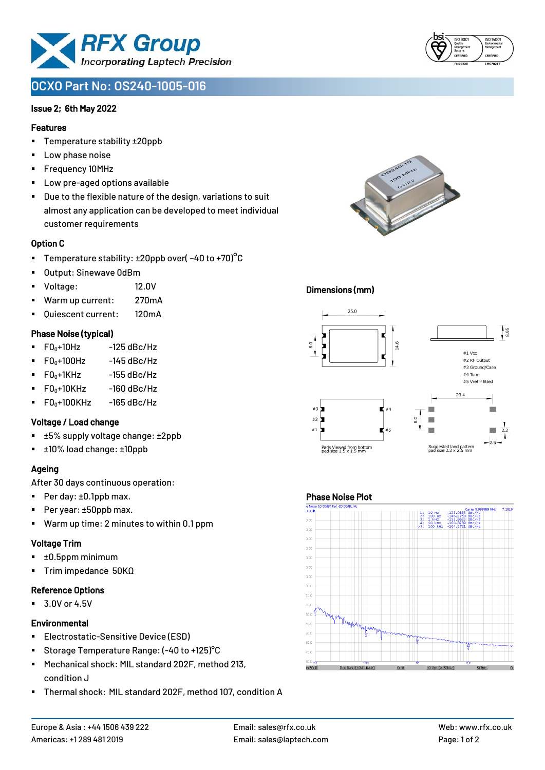# OCXO Part No: OS240-1005-016

**Issue 2; 6th May 2022**

### Features

- Temperature stability ±20ppb
- Low phase noise
- Frequency 10MHz
- Low pre-aged options available
- Due to the flexible nature of the design, variations to suit almost any application can be developed to meet individual customer requirements

### Option C

- Temperature stability: ±20ppb over( -40 to +70)°C
- Output: Sinewave 0dBm
- Voltage: 12.0V
- Warm up current: 270mA
- Quiescent current: 120mA

### Phase Noise (typical)

- $F0_0$+10Hz -125 dBc/Hz
- $F0_0$+100Hz -145 dBc/Hz
- $F0_0$+1KHz -155 dBc/Hz
- $F0_0$+10KHz -160 dBc/Hz
- $F0_0$+100KHz -165 dBc/Hz

### Voltage / Load change

- ±5% supply voltage change: ±2ppb
- ±10% load change: ±10ppb

### Ageing

After 30 days continuous operation:

- Per day: ±0.1ppb max.
- Per year: ±50ppb max.
- Warm up time: 2 minutes to within 0.1 ppm

### Voltage Trim

- ±0.5ppm minimum
- Trim impedance 50KΩ

### Reference Options

- 3.0V or 4.5V

### Environmental

- Electrostatic-Sensitive Device (ESD)
- Storage Temperature Range: (-40 to +125)°C
- Mechanical shock: MIL standard 202F, method 213, condition J
- Thermal shock: MIL standard 202F, method 107, condition A

### Dimensions (mm)

25.0, 14.6, 8.0, 8.95

#1 Vcc
#2 RF Output
#3 Ground/Case
#4 Tune
#5 Vref if fitted

Pads Viewed from bottom
pad size 1.5 x 1.5 mm

23.4, 8.0, 2.2, 2.5

Suggested land pattern
pad size 2.2 x 2.5 mm

### Phase Noise Plot

1: 10 Hz -123.9433 dBc/Hz
2: 100 Hz -146.2759 dBc/Hz
3: 1 kHz -153.0623 dBc/Hz
4: 10 kHz -160.8289 dBc/Hz
>5: 100 kHz -164.2721 dBc/Hz

Europe & Asia : +44 1506 439 222
Americas: +1 289 481 2019
Email: sales@rfx.co.uk
Email: sales@laptech.com
Web: www.rfx.co.uk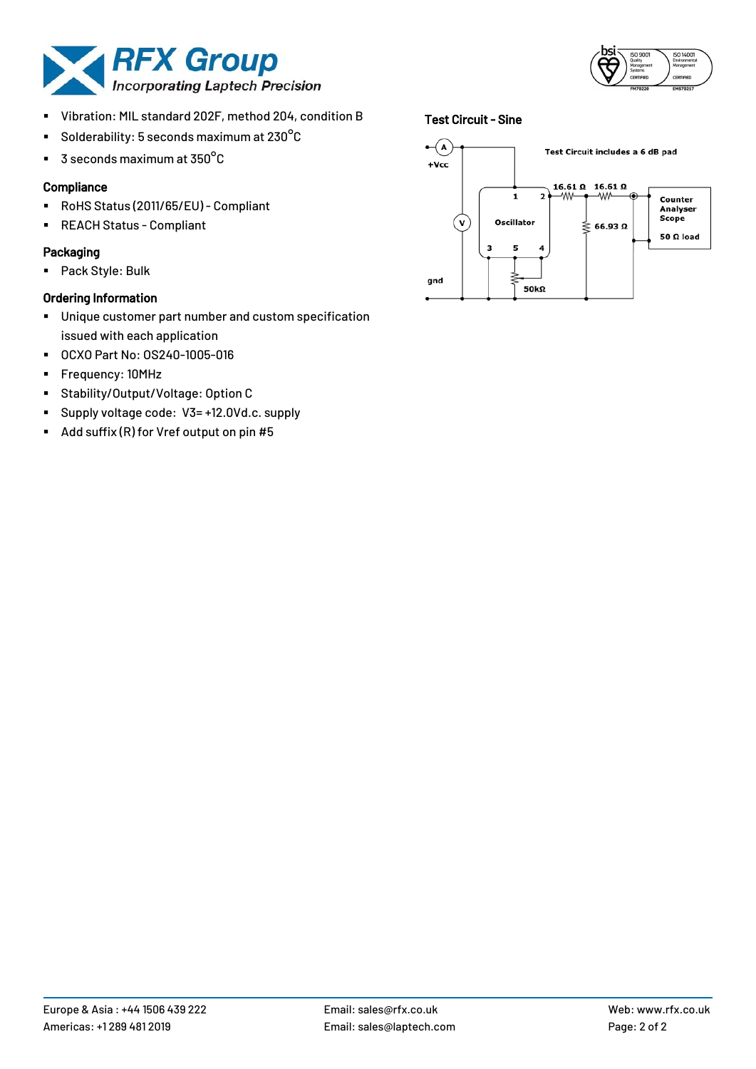- Vibration: MIL standard 202F, method 204, condition B
- Solderability: 5 seconds maximum at 230°C
- 3 seconds maximum at 350°C

### Compliance

- RoHS Status (2011/65/EU) - Compliant
- REACH Status - Compliant

### Packaging

- Pack Style: Bulk

### Ordering Information

- Unique customer part number and custom specification issued with each application
- OCXO Part No: OS240-1005-016
- Frequency: 10MHz
- Stability/Output/Voltage: Option C
- Supply voltage code: V3= +12.0Vd.c. supply
- Add suffix (R) for Vref output on pin #5

### Test Circuit - Sine

Test Circuit includes a 6 dB pad

A

+Vcc

V

gnd

Oscillator

1

2

3

5

4

16.61 Ω

16.61 Ω

66.93 Ω

50kΩ

Counter
Analyser
Scope

50 Ω load